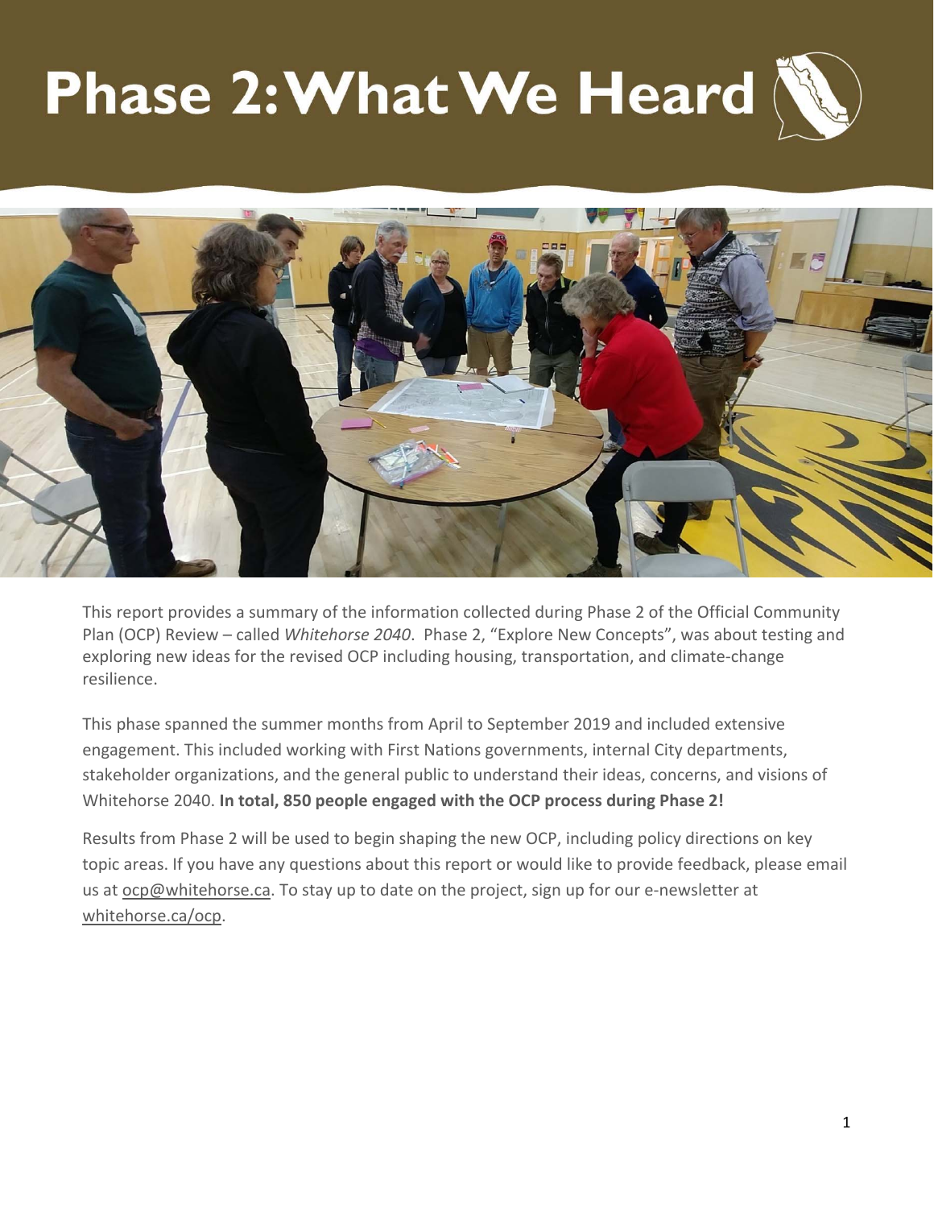# Phase 2: What We Heard

This report provides a summary of the information collected during Phase 2 of the Official Community Plan (OCP) Review – called *Whitehorse 2040*. Phase 2, "Explore New Concepts", was about testing and exploring new ideas for the revised OCP including housing, transportation, and climate-change resilience.

This phase spanned the summer months from April to September 2019 and included extensive engagement. This included working with First Nations governments, internal City departments, stakeholder organizations, and the general public to understand their ideas, concerns, and visions of Whitehorse 2040. **In total, 850 people engaged with the OCP process during Phase 2!**

Results from Phase 2 will be used to begin shaping the new OCP, including policy directions on key topic areas. If you have any questions about this report or would like to provide feedback, please email us at ocp@whitehorse.ca. To stay up to date on the project, sign up for our e-newsletter at whitehorse.ca/ocp.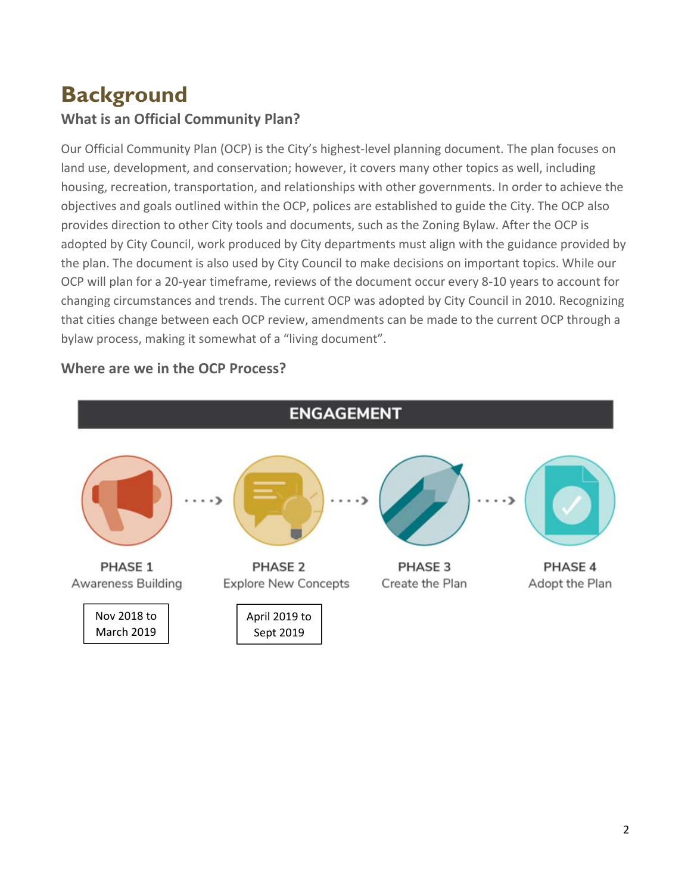# Background

### What is an Official Community Plan?

Our Official Community Plan (OCP) is the City's highest-level planning document. The plan focuses on land use, development, and conservation; however, it covers many other topics as well, including housing, recreation, transportation, and relationships with other governments. In order to achieve the objectives and goals outlined within the OCP, polices are established to guide the City. The OCP also provides direction to other City tools and documents, such as the Zoning Bylaw. After the OCP is adopted by City Council, work produced by City departments must align with the guidance provided by the plan. The document is also used by City Council to make decisions on important topics. While our OCP will plan for a 20-year timeframe, reviews of the document occur every 8-10 years to account for changing circumstances and trends. The current OCP was adopted by City Council in 2010. Recognizing that cities change between each OCP review, amendments can be made to the current OCP through a bylaw process, making it somewhat of a "living document".

### Where are we in the OCP Process?

**ENGAGEMENT**

| PHASE 1 | PHASE 2 | PHASE 3 | PHASE 4 |
|---|---|---|---|
| Awareness Building | Explore New Concepts | Create the Plan | Adopt the Plan |
| Nov 2018 to March 2019 | April 2019 to Sept 2019 | | |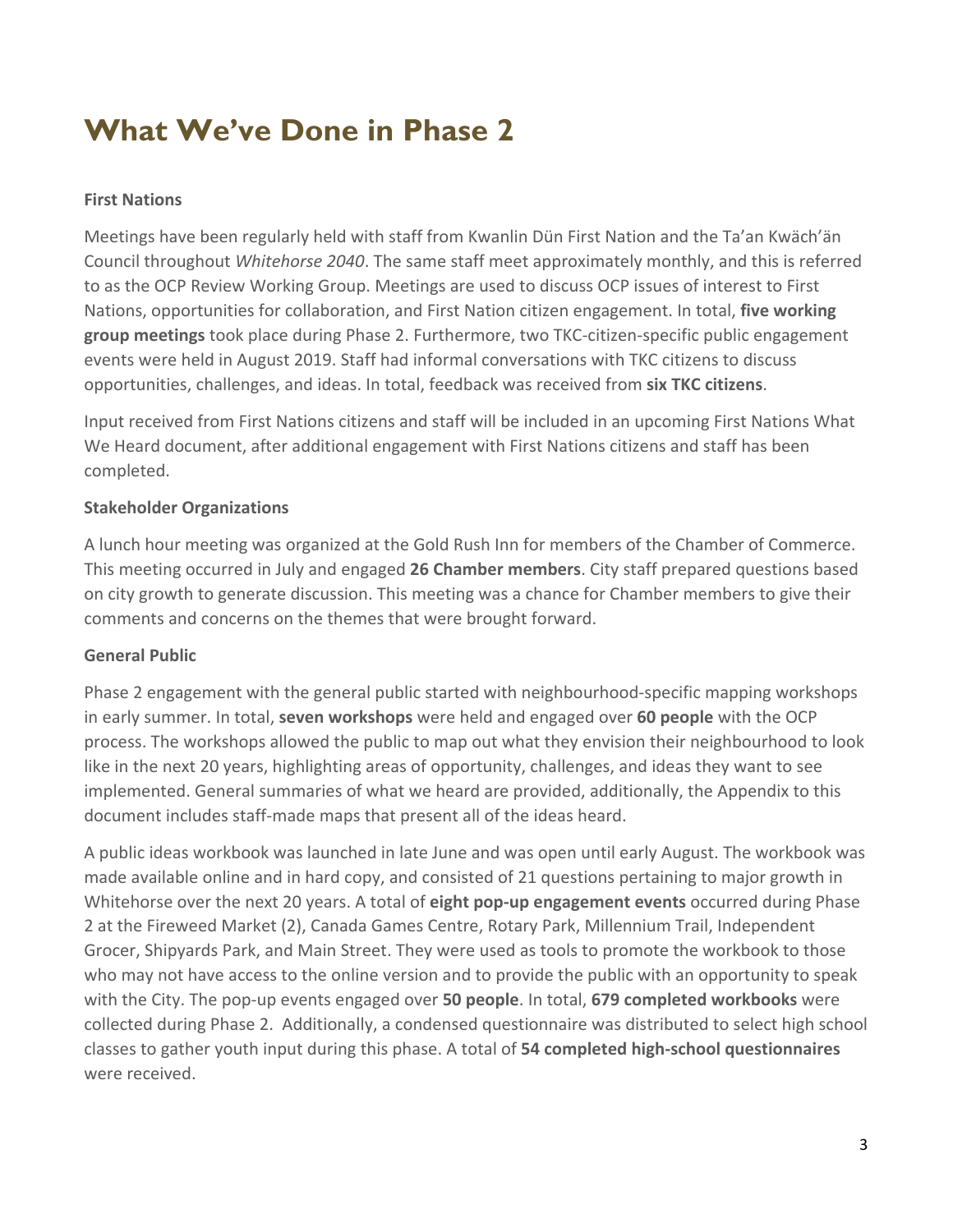# What We've Done in Phase 2

**First Nations**

Meetings have been regularly held with staff from Kwanlin Dün First Nation and the Ta'an Kwäch'än Council throughout *Whitehorse 2040*. The same staff meet approximately monthly, and this is referred to as the OCP Review Working Group. Meetings are used to discuss OCP issues of interest to First Nations, opportunities for collaboration, and First Nation citizen engagement. In total, **five working group meetings** took place during Phase 2. Furthermore, two TKC-citizen-specific public engagement events were held in August 2019. Staff had informal conversations with TKC citizens to discuss opportunities, challenges, and ideas. In total, feedback was received from **six TKC citizens**.

Input received from First Nations citizens and staff will be included in an upcoming First Nations What We Heard document, after additional engagement with First Nations citizens and staff has been completed.

**Stakeholder Organizations**

A lunch hour meeting was organized at the Gold Rush Inn for members of the Chamber of Commerce. This meeting occurred in July and engaged **26 Chamber members**. City staff prepared questions based on city growth to generate discussion. This meeting was a chance for Chamber members to give their comments and concerns on the themes that were brought forward.

**General Public**

Phase 2 engagement with the general public started with neighbourhood-specific mapping workshops in early summer. In total, **seven workshops** were held and engaged over **60 people** with the OCP process. The workshops allowed the public to map out what they envision their neighbourhood to look like in the next 20 years, highlighting areas of opportunity, challenges, and ideas they want to see implemented. General summaries of what we heard are provided, additionally, the Appendix to this document includes staff-made maps that present all of the ideas heard.

A public ideas workbook was launched in late June and was open until early August. The workbook was made available online and in hard copy, and consisted of 21 questions pertaining to major growth in Whitehorse over the next 20 years. A total of **eight pop-up engagement events** occurred during Phase 2 at the Fireweed Market (2), Canada Games Centre, Rotary Park, Millennium Trail, Independent Grocer, Shipyards Park, and Main Street. They were used as tools to promote the workbook to those who may not have access to the online version and to provide the public with an opportunity to speak with the City. The pop-up events engaged over **50 people**. In total, **679 completed workbooks** were collected during Phase 2. Additionally, a condensed questionnaire was distributed to select high school classes to gather youth input during this phase. A total of **54 completed high-school questionnaires** were received.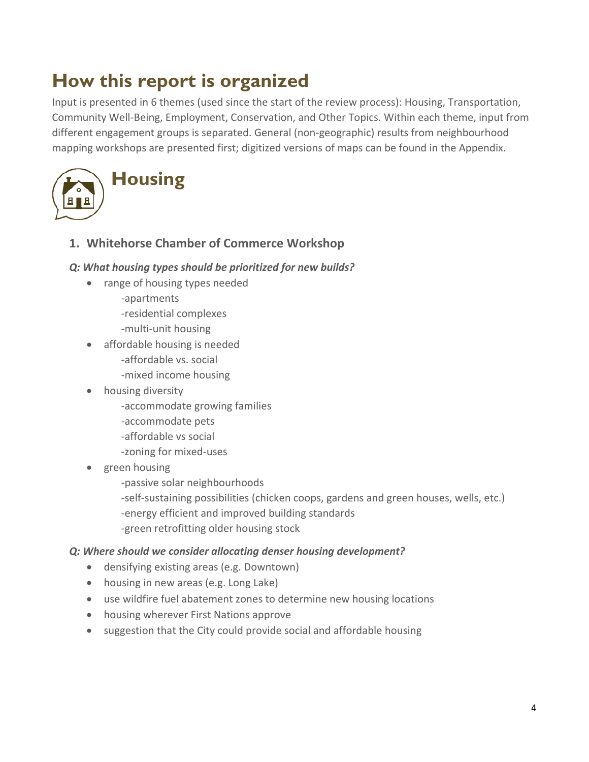# How this report is organized

Input is presented in 6 themes (used since the start of the review process): Housing, Transportation, Community Well-Being, Employment, Conservation, and Other Topics. Within each theme, input from different engagement groups is separated. General (non-geographic) results from neighbourhood mapping workshops are presented first; digitized versions of maps can be found in the Appendix.

# Housing

### 1. Whitehorse Chamber of Commerce Workshop

***Q: What housing types should be prioritized for new builds?***

- range of housing types needed
  - -apartments
  - -residential complexes
  - -multi-unit housing
- affordable housing is needed
  - -affordable vs. social
  - -mixed income housing
- housing diversity
  - -accommodate growing families
  - -accommodate pets
  - -affordable vs social
  - -zoning for mixed-uses
- green housing
  - -passive solar neighbourhoods
  - -self-sustaining possibilities (chicken coops, gardens and green houses, wells, etc.)
  - -energy efficient and improved building standards
  - -green retrofitting older housing stock

***Q: Where should we consider allocating denser housing development?***

- densifying existing areas (e.g. Downtown)
- housing in new areas (e.g. Long Lake)
- use wildfire fuel abatement zones to determine new housing locations
- housing wherever First Nations approve
- suggestion that the City could provide social and affordable housing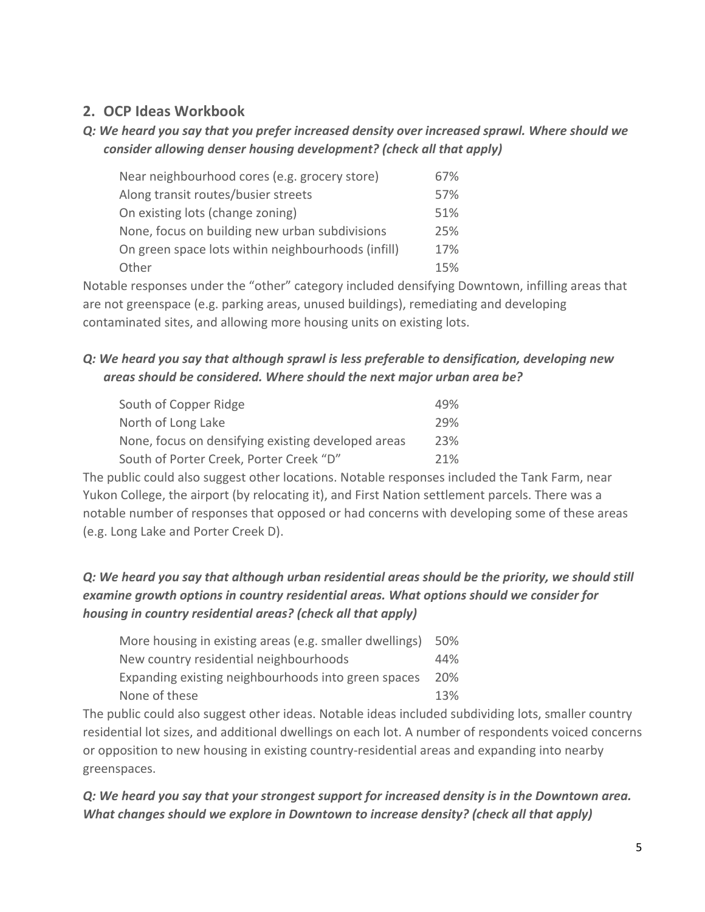## 2. OCP Ideas Workbook

***Q: We heard you say that you prefer increased density over increased sprawl. Where should we consider allowing denser housing development? (check all that apply)***

| | |
|---|---|
| Near neighbourhood cores (e.g. grocery store) | 67% |
| Along transit routes/busier streets | 57% |
| On existing lots (change zoning) | 51% |
| None, focus on building new urban subdivisions | 25% |
| On green space lots within neighbourhoods (infill) | 17% |
| Other | 15% |

Notable responses under the "other" category included densifying Downtown, infilling areas that are not greenspace (e.g. parking areas, unused buildings), remediating and developing contaminated sites, and allowing more housing units on existing lots.

***Q: We heard you say that although sprawl is less preferable to densification, developing new areas should be considered. Where should the next major urban area be?***

| | |
|---|---|
| South of Copper Ridge | 49% |
| North of Long Lake | 29% |
| None, focus on densifying existing developed areas | 23% |
| South of Porter Creek, Porter Creek "D" | 21% |

The public could also suggest other locations. Notable responses included the Tank Farm, near Yukon College, the airport (by relocating it), and First Nation settlement parcels. There was a notable number of responses that opposed or had concerns with developing some of these areas (e.g. Long Lake and Porter Creek D).

***Q: We heard you say that although urban residential areas should be the priority, we should still examine growth options in country residential areas. What options should we consider for housing in country residential areas? (check all that apply)***

| | |
|---|---|
| More housing in existing areas (e.g. smaller dwellings) | 50% |
| New country residential neighbourhoods | 44% |
| Expanding existing neighbourhoods into green spaces | 20% |
| None of these | 13% |

The public could also suggest other ideas. Notable ideas included subdividing lots, smaller country residential lot sizes, and additional dwellings on each lot. A number of respondents voiced concerns or opposition to new housing in existing country-residential areas and expanding into nearby greenspaces.

***Q: We heard you say that your strongest support for increased density is in the Downtown area. What changes should we explore in Downtown to increase density? (check all that apply)***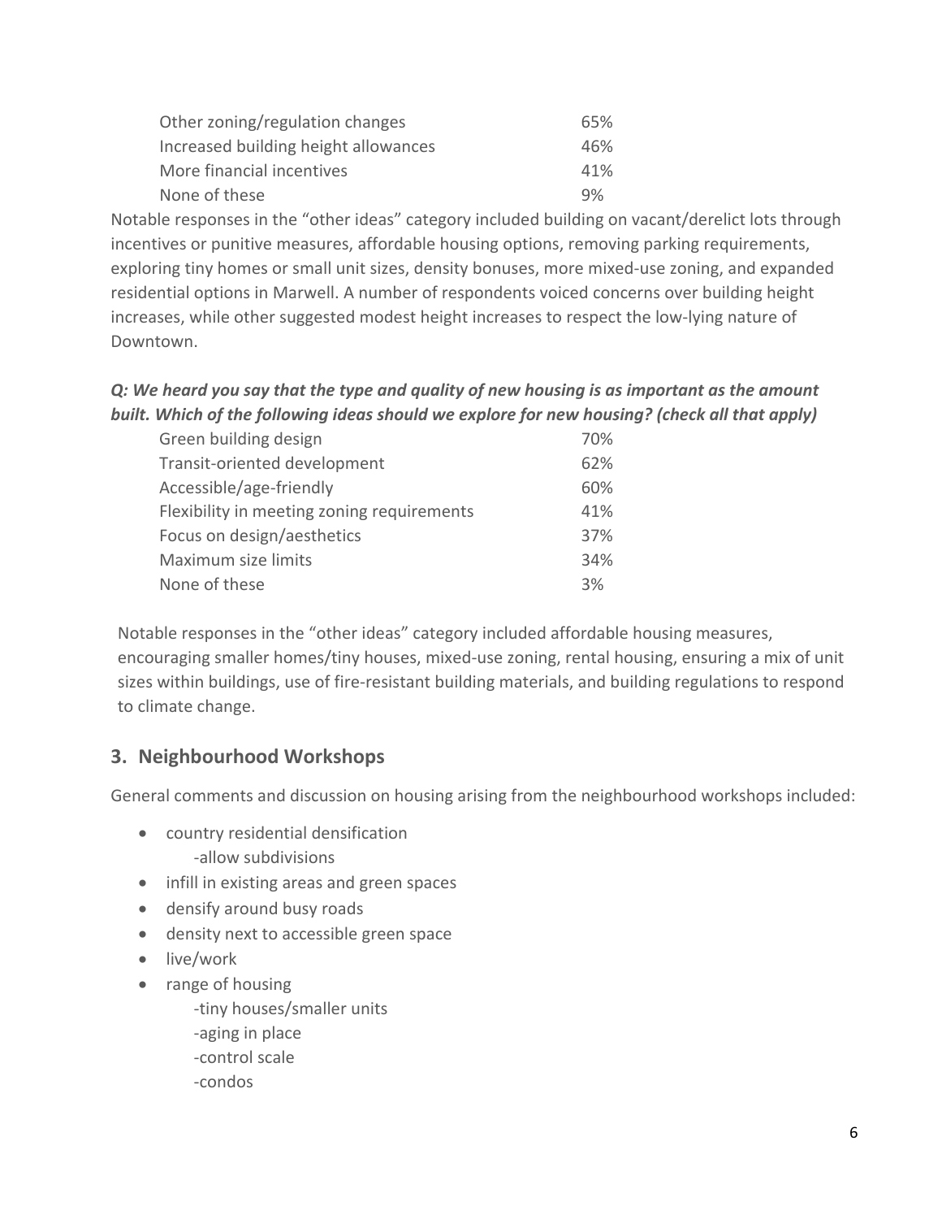| | |
|---|---|
| Other zoning/regulation changes | 65% |
| Increased building height allowances | 46% |
| More financial incentives | 41% |
| None of these | 9% |

Notable responses in the "other ideas" category included building on vacant/derelict lots through incentives or punitive measures, affordable housing options, removing parking requirements, exploring tiny homes or small unit sizes, density bonuses, more mixed-use zoning, and expanded residential options in Marwell. A number of respondents voiced concerns over building height increases, while other suggested modest height increases to respect the low-lying nature of Downtown.

***Q: We heard you say that the type and quality of new housing is as important as the amount built. Which of the following ideas should we explore for new housing? (check all that apply)***

| | |
|---|---|
| Green building design | 70% |
| Transit-oriented development | 62% |
| Accessible/age-friendly | 60% |
| Flexibility in meeting zoning requirements | 41% |
| Focus on design/aesthetics | 37% |
| Maximum size limits | 34% |
| None of these | 3% |

Notable responses in the "other ideas" category included affordable housing measures, encouraging smaller homes/tiny houses, mixed-use zoning, rental housing, ensuring a mix of unit sizes within buildings, use of fire-resistant building materials, and building regulations to respond to climate change.

## 3. Neighbourhood Workshops

General comments and discussion on housing arising from the neighbourhood workshops included:

- country residential densification
  - -allow subdivisions
- infill in existing areas and green spaces
- densify around busy roads
- density next to accessible green space
- live/work
- range of housing
  - -tiny houses/smaller units
  - -aging in place
  - -control scale
  - -condos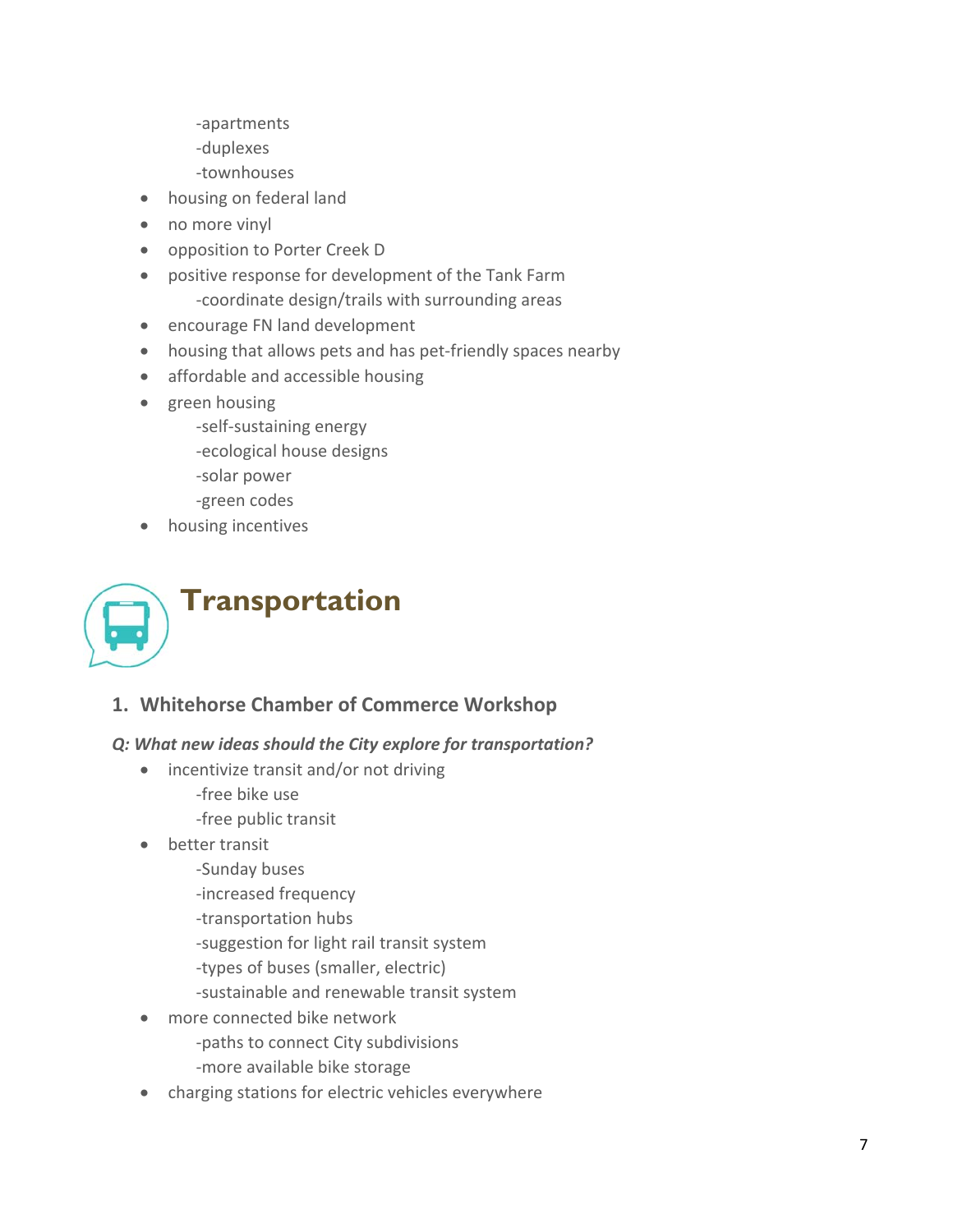- apartments
  - duplexes
  - townhouses
- housing on federal land
- no more vinyl
- opposition to Porter Creek D
- positive response for development of the Tank Farm
  - coordinate design/trails with surrounding areas
- encourage FN land development
- housing that allows pets and has pet-friendly spaces nearby
- affordable and accessible housing
- green housing
  - self-sustaining energy
  - ecological house designs
  - solar power
  - green codes
- housing incentives

# Transportation

## 1. Whitehorse Chamber of Commerce Workshop

***Q: What new ideas should the City explore for transportation?***

- incentivize transit and/or not driving
  - free bike use
  - free public transit
- better transit
  - Sunday buses
  - increased frequency
  - transportation hubs
  - suggestion for light rail transit system
  - types of buses (smaller, electric)
  - sustainable and renewable transit system
- more connected bike network
  - paths to connect City subdivisions
  - more available bike storage
- charging stations for electric vehicles everywhere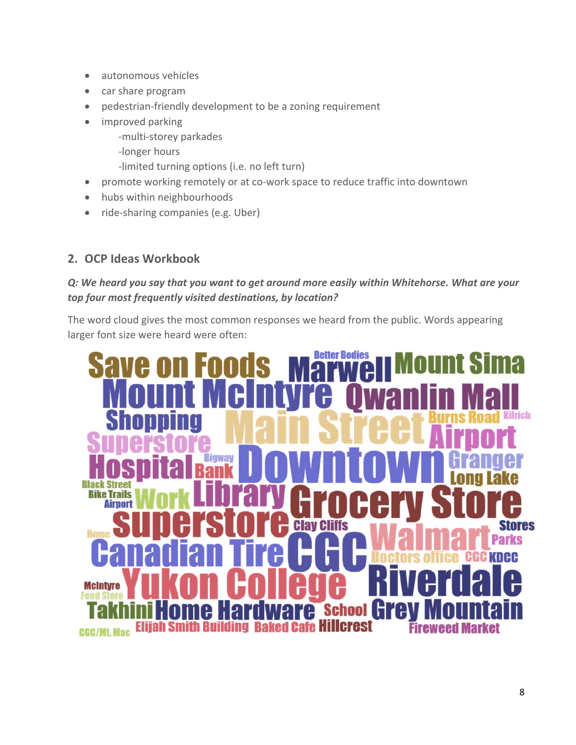- autonomous vehicles
- car share program
- pedestrian-friendly development to be a zoning requirement
- improved parking
  - -multi-storey parkades
  - -longer hours
  - -limited turning options (i.e. no left turn)
- promote working remotely or at co-work space to reduce traffic into downtown
- hubs within neighbourhoods
- ride-sharing companies (e.g. Uber)

## 2. OCP Ideas Workbook

***Q: We heard you say that you want to get around more easily within Whitehorse. What are your top four most frequently visited destinations, by location?***

The word cloud gives the most common responses we heard from the public. Words appearing larger font size were heard were often:

Save on Foods, Better Bodies, Marwell, Mount Sima, Mount McIntyre, Qwanlin Mall, Shopping, Main Street, Burns Road, Kilrich, Superstore, Airport, Hospital, Bigway, Bank, Downtown, Granger, Long Lake, Black Street, Bike Trails, Airport, Work, Library, Grocery Store, Home, Superstore, Clay Cliffs, Walmart, Stores, Parks, Canadian Tire, CGC, Doctors office, CGC, KDCC, McIntyre, Feed Store, Yukon College, Riverdale, Takhini, Home Hardware, School, Grey Mountain, CGC/Mt. Mac, Elijah Smith Building, Baked Cafe, Hillcrest, Fireweed Market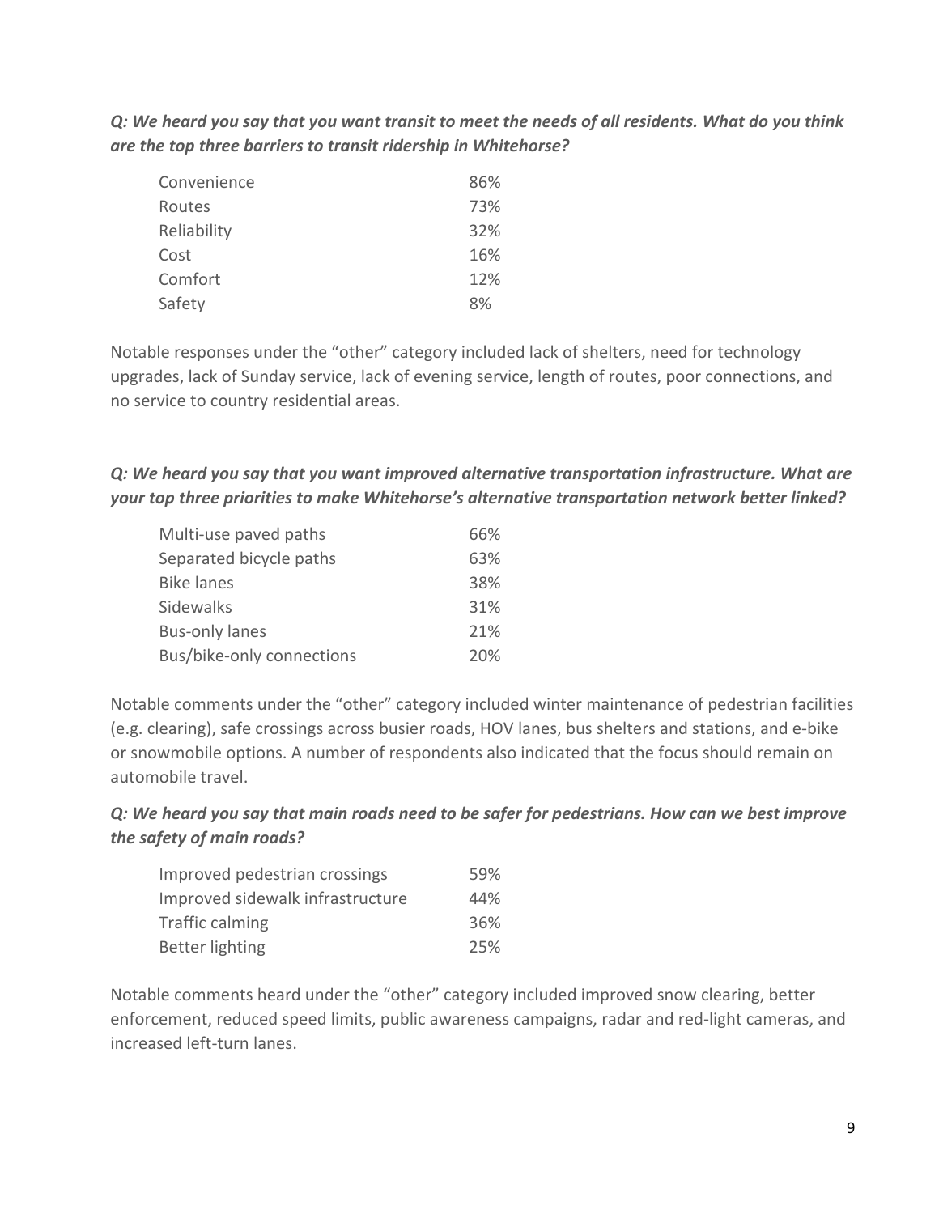***Q: We heard you say that you want transit to meet the needs of all residents. What do you think are the top three barriers to transit ridership in Whitehorse?***

| | |
|---|---|
| Convenience | 86% |
| Routes | 73% |
| Reliability | 32% |
| Cost | 16% |
| Comfort | 12% |
| Safety | 8% |

Notable responses under the "other" category included lack of shelters, need for technology upgrades, lack of Sunday service, lack of evening service, length of routes, poor connections, and no service to country residential areas.

***Q: We heard you say that you want improved alternative transportation infrastructure. What are your top three priorities to make Whitehorse's alternative transportation network better linked?***

| | |
|---|---|
| Multi-use paved paths | 66% |
| Separated bicycle paths | 63% |
| Bike lanes | 38% |
| Sidewalks | 31% |
| Bus-only lanes | 21% |
| Bus/bike-only connections | 20% |

Notable comments under the "other" category included winter maintenance of pedestrian facilities (e.g. clearing), safe crossings across busier roads, HOV lanes, bus shelters and stations, and e-bike or snowmobile options. A number of respondents also indicated that the focus should remain on automobile travel.

***Q: We heard you say that main roads need to be safer for pedestrians. How can we best improve the safety of main roads?***

| | |
|---|---|
| Improved pedestrian crossings | 59% |
| Improved sidewalk infrastructure | 44% |
| Traffic calming | 36% |
| Better lighting | 25% |

Notable comments heard under the "other" category included improved snow clearing, better enforcement, reduced speed limits, public awareness campaigns, radar and red-light cameras, and increased left-turn lanes.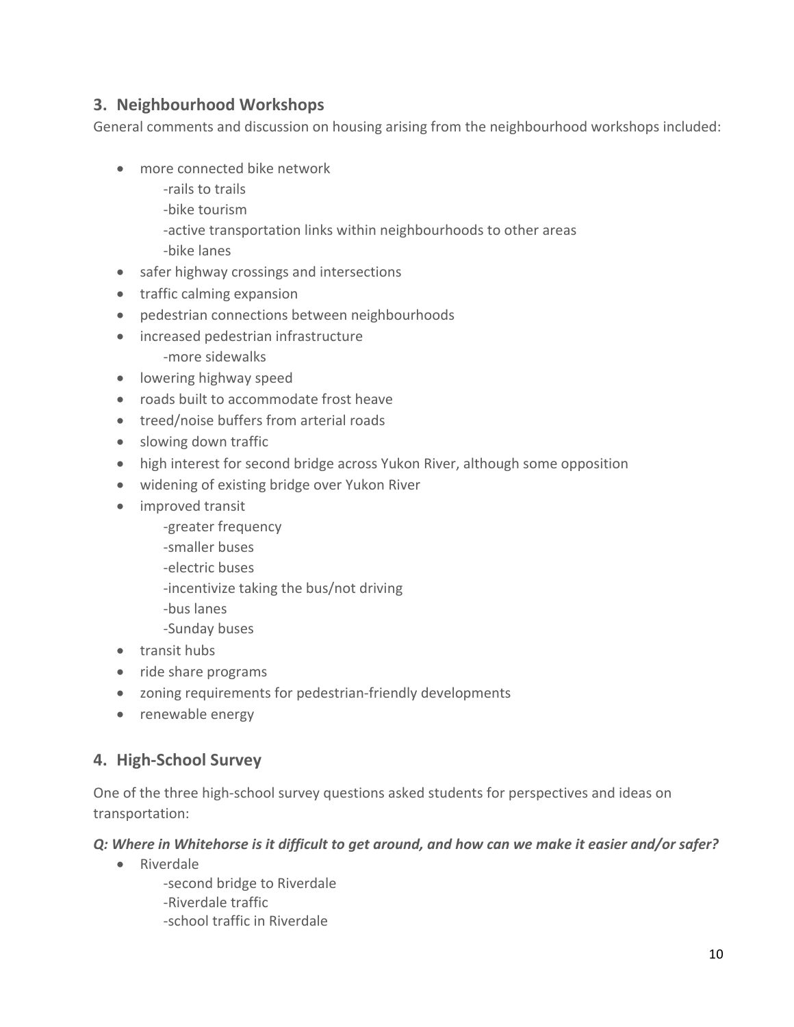## 3. Neighbourhood Workshops

General comments and discussion on housing arising from the neighbourhood workshops included:

- more connected bike network
    - -rails to trails
    - -bike tourism
    - -active transportation links within neighbourhoods to other areas
    - -bike lanes
- safer highway crossings and intersections
- traffic calming expansion
- pedestrian connections between neighbourhoods
- increased pedestrian infrastructure
    - -more sidewalks
- lowering highway speed
- roads built to accommodate frost heave
- treed/noise buffers from arterial roads
- slowing down traffic
- high interest for second bridge across Yukon River, although some opposition
- widening of existing bridge over Yukon River
- improved transit
    - -greater frequency
    - -smaller buses
    - -electric buses
    - -incentivize taking the bus/not driving
    - -bus lanes
    - -Sunday buses
- transit hubs
- ride share programs
- zoning requirements for pedestrian-friendly developments
- renewable energy

## 4. High-School Survey

One of the three high-school survey questions asked students for perspectives and ideas on transportation:

***Q: Where in Whitehorse is it difficult to get around, and how can we make it easier and/or safer?***

- Riverdale
    - -second bridge to Riverdale
    - -Riverdale traffic
    - -school traffic in Riverdale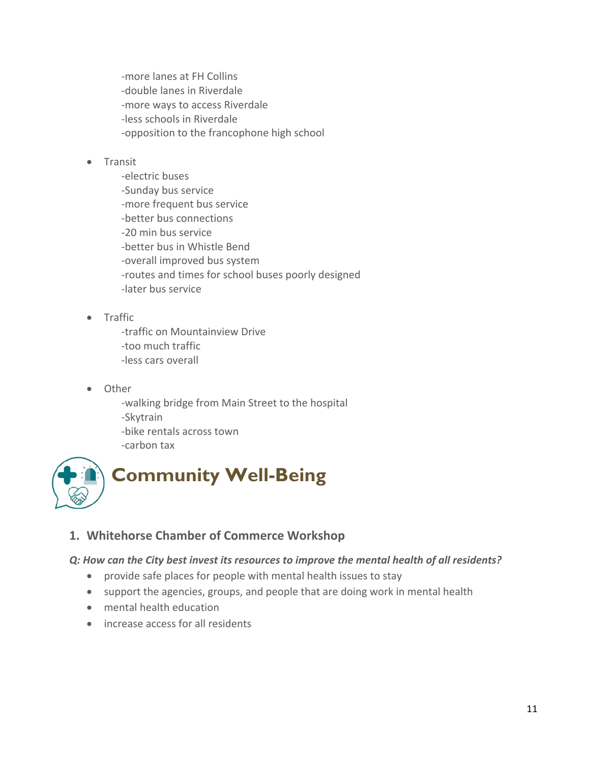-more lanes at FH Collins
-double lanes in Riverdale
-more ways to access Riverdale
-less schools in Riverdale
-opposition to the francophone high school

- Transit
  -electric buses
  -Sunday bus service
  -more frequent bus service
  -better bus connections
  -20 min bus service
  -better bus in Whistle Bend
  -overall improved bus system
  -routes and times for school buses poorly designed
  -later bus service

- Traffic
  -traffic on Mountainview Drive
  -too much traffic
  -less cars overall

- Other
  -walking bridge from Main Street to the hospital
  -Skytrain
  -bike rentals across town
  -carbon tax

# Community Well-Being

## 1. Whitehorse Chamber of Commerce Workshop

***Q: How can the City best invest its resources to improve the mental health of all residents?***

- provide safe places for people with mental health issues to stay
- support the agencies, groups, and people that are doing work in mental health
- mental health education
- increase access for all residents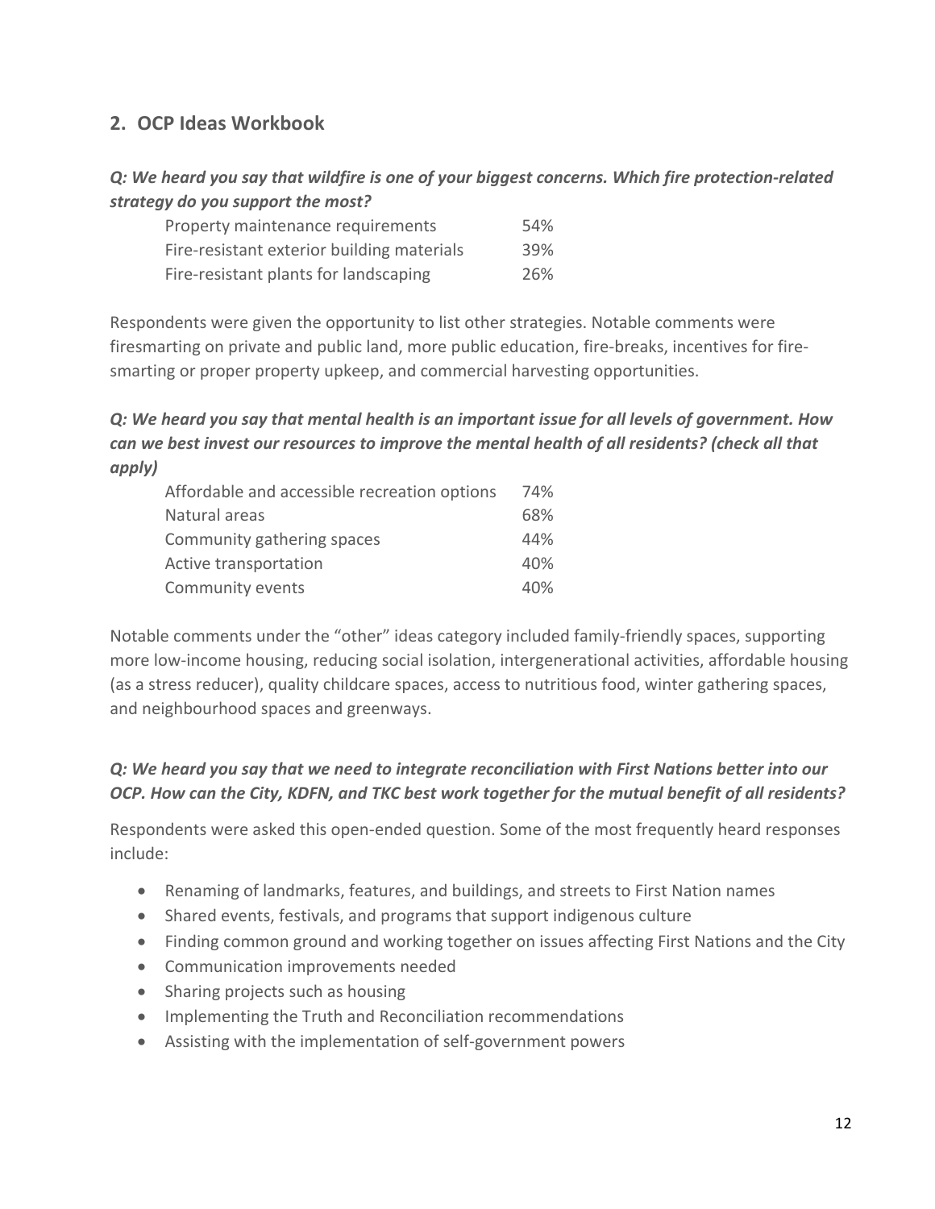## 2. OCP Ideas Workbook

***Q: We heard you say that wildfire is one of your biggest concerns. Which fire protection-related strategy do you support the most?***

| Strategy | % |
| --- | --- |
| Property maintenance requirements | 54% |
| Fire-resistant exterior building materials | 39% |
| Fire-resistant plants for landscaping | 26% |

Respondents were given the opportunity to list other strategies. Notable comments were firesmarting on private and public land, more public education, fire-breaks, incentives for fire-smarting or proper property upkeep, and commercial harvesting opportunities.

***Q: We heard you say that mental health is an important issue for all levels of government. How can we best invest our resources to improve the mental health of all residents? (check all that apply)***

| Option | % |
| --- | --- |
| Affordable and accessible recreation options | 74% |
| Natural areas | 68% |
| Community gathering spaces | 44% |
| Active transportation | 40% |
| Community events | 40% |

Notable comments under the "other" ideas category included family-friendly spaces, supporting more low-income housing, reducing social isolation, intergenerational activities, affordable housing (as a stress reducer), quality childcare spaces, access to nutritious food, winter gathering spaces, and neighbourhood spaces and greenways.

***Q: We heard you say that we need to integrate reconciliation with First Nations better into our OCP. How can the City, KDFN, and TKC best work together for the mutual benefit of all residents?***

Respondents were asked this open-ended question. Some of the most frequently heard responses include:

- Renaming of landmarks, features, and buildings, and streets to First Nation names
- Shared events, festivals, and programs that support indigenous culture
- Finding common ground and working together on issues affecting First Nations and the City
- Communication improvements needed
- Sharing projects such as housing
- Implementing the Truth and Reconciliation recommendations
- Assisting with the implementation of self-government powers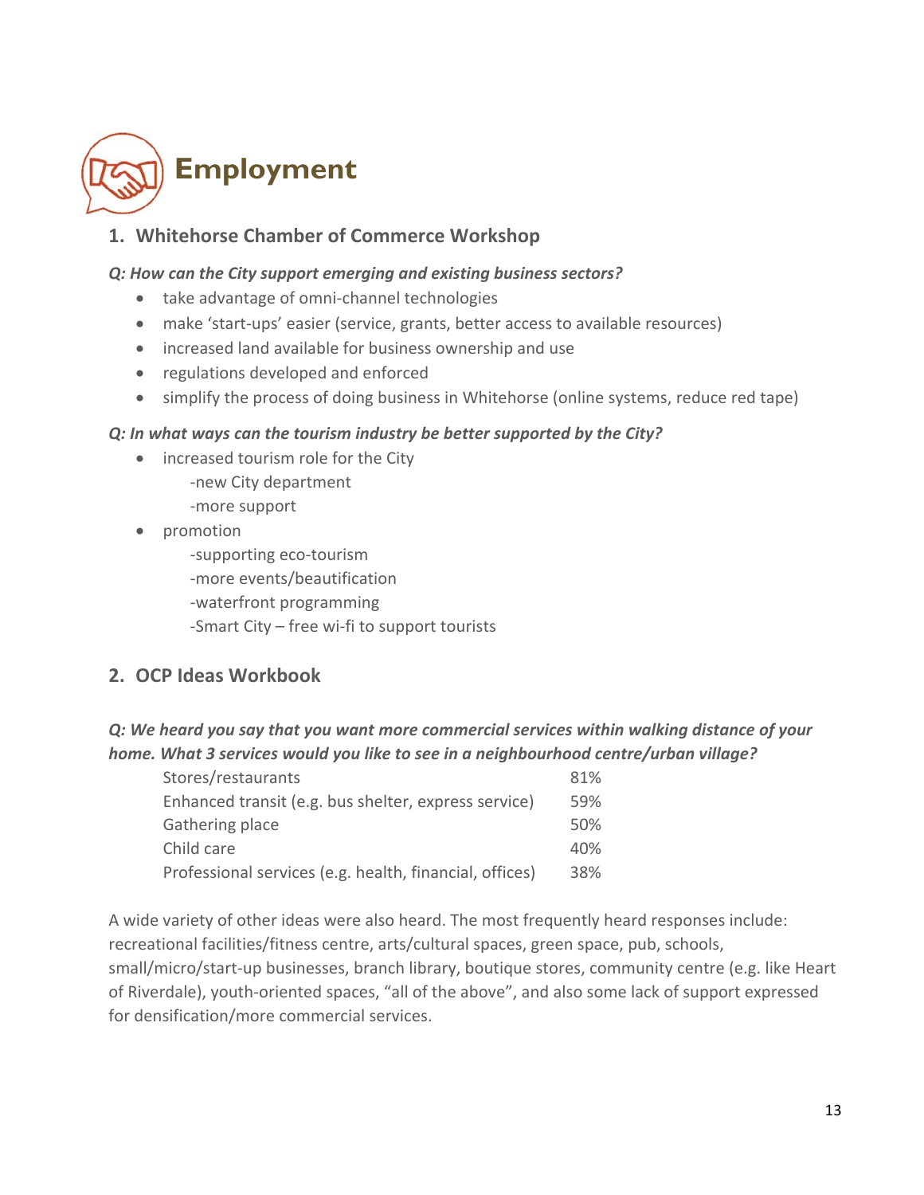# Employment

## 1. Whitehorse Chamber of Commerce Workshop

***Q: How can the City support emerging and existing business sectors?***

- take advantage of omni-channel technologies
- make 'start-ups' easier (service, grants, better access to available resources)
- increased land available for business ownership and use
- regulations developed and enforced
- simplify the process of doing business in Whitehorse (online systems, reduce red tape)

***Q: In what ways can the tourism industry be better supported by the City?***

- increased tourism role for the City
  - -new City department
  - -more support
- promotion
  - -supporting eco-tourism
  - -more events/beautification
  - -waterfront programming
  - -Smart City – free wi-fi to support tourists

## 2. OCP Ideas Workbook

***Q: We heard you say that you want more commercial services within walking distance of your home. What 3 services would you like to see in a neighbourhood centre/urban village?***

| Service | % |
|---|---|
| Stores/restaurants | 81% |
| Enhanced transit (e.g. bus shelter, express service) | 59% |
| Gathering place | 50% |
| Child care | 40% |
| Professional services (e.g. health, financial, offices) | 38% |

A wide variety of other ideas were also heard. The most frequently heard responses include: recreational facilities/fitness centre, arts/cultural spaces, green space, pub, schools, small/micro/start-up businesses, branch library, boutique stores, community centre (e.g. like Heart of Riverdale), youth-oriented spaces, "all of the above", and also some lack of support expressed for densification/more commercial services.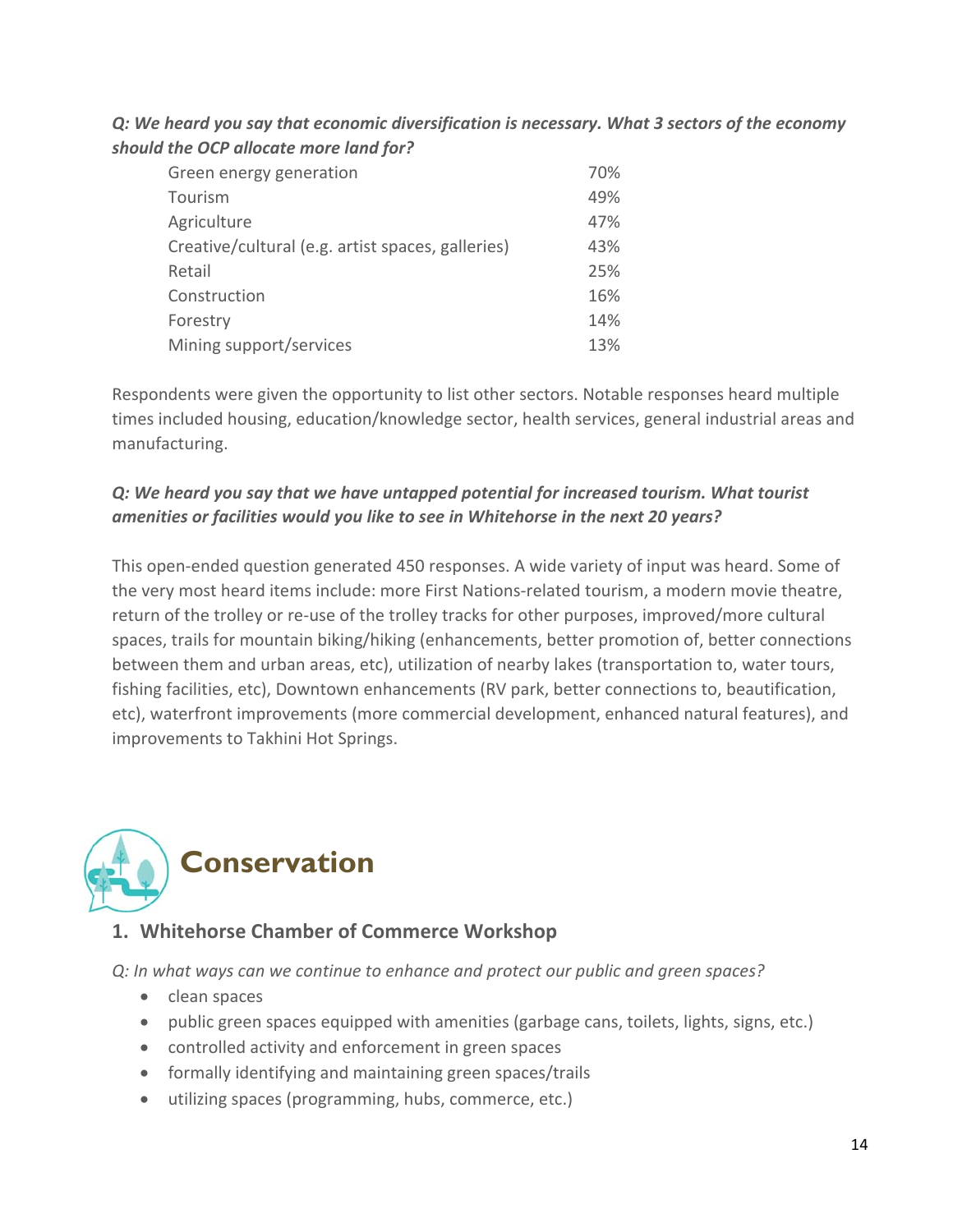*Q: We heard you say that economic diversification is necessary. What 3 sectors of the economy should the OCP allocate more land for?*

| Sector | % |
|---|---|
| Green energy generation | 70% |
| Tourism | 49% |
| Agriculture | 47% |
| Creative/cultural (e.g. artist spaces, galleries) | 43% |
| Retail | 25% |
| Construction | 16% |
| Forestry | 14% |
| Mining support/services | 13% |

Respondents were given the opportunity to list other sectors. Notable responses heard multiple times included housing, education/knowledge sector, health services, general industrial areas and manufacturing.

***Q: We heard you say that we have untapped potential for increased tourism. What tourist amenities or facilities would you like to see in Whitehorse in the next 20 years?***

This open-ended question generated 450 responses. A wide variety of input was heard. Some of the very most heard items include: more First Nations-related tourism, a modern movie theatre, return of the trolley or re-use of the trolley tracks for other purposes, improved/more cultural spaces, trails for mountain biking/hiking (enhancements, better promotion of, better connections between them and urban areas, etc), utilization of nearby lakes (transportation to, water tours, fishing facilities, etc), Downtown enhancements (RV park, better connections to, beautification, etc), waterfront improvements (more commercial development, enhanced natural features), and improvements to Takhini Hot Springs.

# Conservation

## 1. Whitehorse Chamber of Commerce Workshop

*Q: In what ways can we continue to enhance and protect our public and green spaces?*

- clean spaces
- public green spaces equipped with amenities (garbage cans, toilets, lights, signs, etc.)
- controlled activity and enforcement in green spaces
- formally identifying and maintaining green spaces/trails
- utilizing spaces (programming, hubs, commerce, etc.)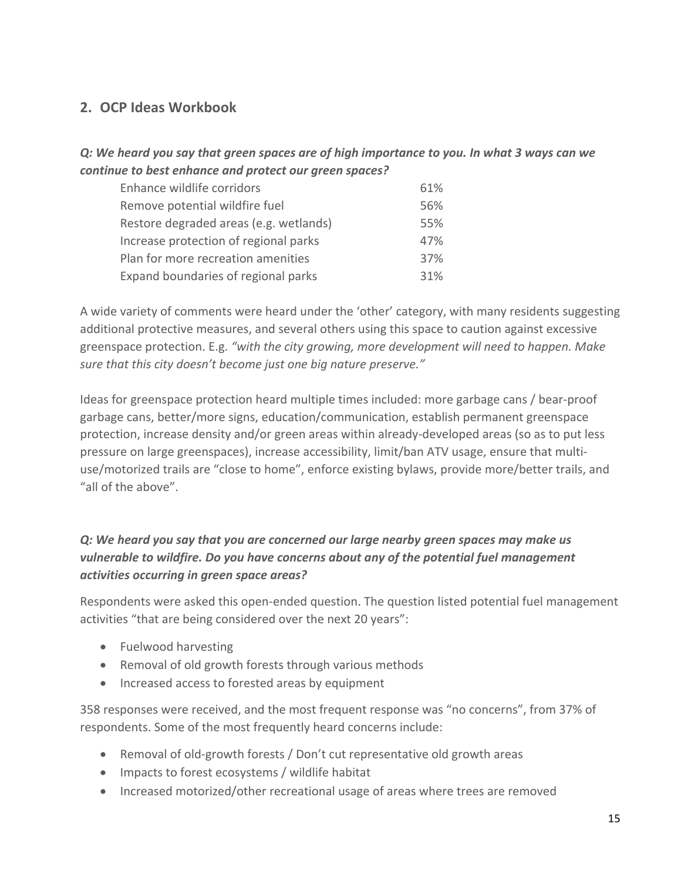## 2. OCP Ideas Workbook

***Q: We heard you say that green spaces are of high importance to you. In what 3 ways can we continue to best enhance and protect our green spaces?***

| | |
|---|---|
| Enhance wildlife corridors | 61% |
| Remove potential wildfire fuel | 56% |
| Restore degraded areas (e.g. wetlands) | 55% |
| Increase protection of regional parks | 47% |
| Plan for more recreation amenities | 37% |
| Expand boundaries of regional parks | 31% |

A wide variety of comments were heard under the 'other' category, with many residents suggesting additional protective measures, and several others using this space to caution against excessive greenspace protection. E.g. *"with the city growing, more development will need to happen. Make sure that this city doesn't become just one big nature preserve."*

Ideas for greenspace protection heard multiple times included: more garbage cans / bear-proof garbage cans, better/more signs, education/communication, establish permanent greenspace protection, increase density and/or green areas within already-developed areas (so as to put less pressure on large greenspaces), increase accessibility, limit/ban ATV usage, ensure that multi-use/motorized trails are "close to home", enforce existing bylaws, provide more/better trails, and "all of the above".

***Q: We heard you say that you are concerned our large nearby green spaces may make us vulnerable to wildfire. Do you have concerns about any of the potential fuel management activities occurring in green space areas?***

Respondents were asked this open-ended question. The question listed potential fuel management activities "that are being considered over the next 20 years":

- Fuelwood harvesting
- Removal of old growth forests through various methods
- Increased access to forested areas by equipment

358 responses were received, and the most frequent response was "no concerns", from 37% of respondents. Some of the most frequently heard concerns include:

- Removal of old-growth forests / Don't cut representative old growth areas
- Impacts to forest ecosystems / wildlife habitat
- Increased motorized/other recreational usage of areas where trees are removed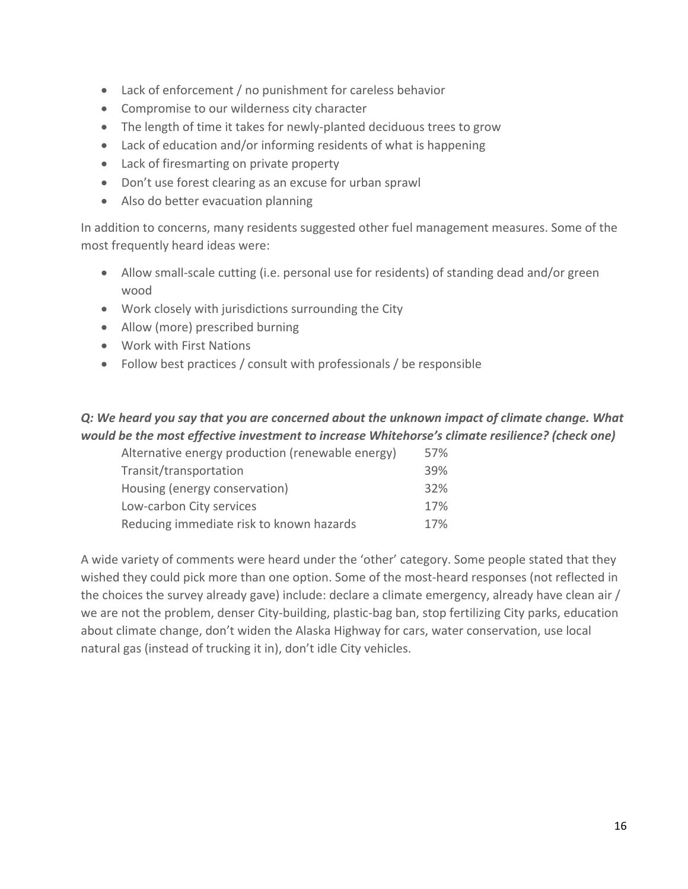- Lack of enforcement / no punishment for careless behavior
- Compromise to our wilderness city character
- The length of time it takes for newly-planted deciduous trees to grow
- Lack of education and/or informing residents of what is happening
- Lack of firesmarting on private property
- Don't use forest clearing as an excuse for urban sprawl
- Also do better evacuation planning

In addition to concerns, many residents suggested other fuel management measures. Some of the most frequently heard ideas were:

- Allow small-scale cutting (i.e. personal use for residents) of standing dead and/or green wood
- Work closely with jurisdictions surrounding the City
- Allow (more) prescribed burning
- Work with First Nations
- Follow best practices / consult with professionals / be responsible

***Q: We heard you say that you are concerned about the unknown impact of climate change. What would be the most effective investment to increase Whitehorse's climate resilience? (check one)***

| | |
|---|---|
| Alternative energy production (renewable energy) | 57% |
| Transit/transportation | 39% |
| Housing (energy conservation) | 32% |
| Low-carbon City services | 17% |
| Reducing immediate risk to known hazards | 17% |

A wide variety of comments were heard under the 'other' category. Some people stated that they wished they could pick more than one option. Some of the most-heard responses (not reflected in the choices the survey already gave) include: declare a climate emergency, already have clean air / we are not the problem, denser City-building, plastic-bag ban, stop fertilizing City parks, education about climate change, don't widen the Alaska Highway for cars, water conservation, use local natural gas (instead of trucking it in), don't idle City vehicles.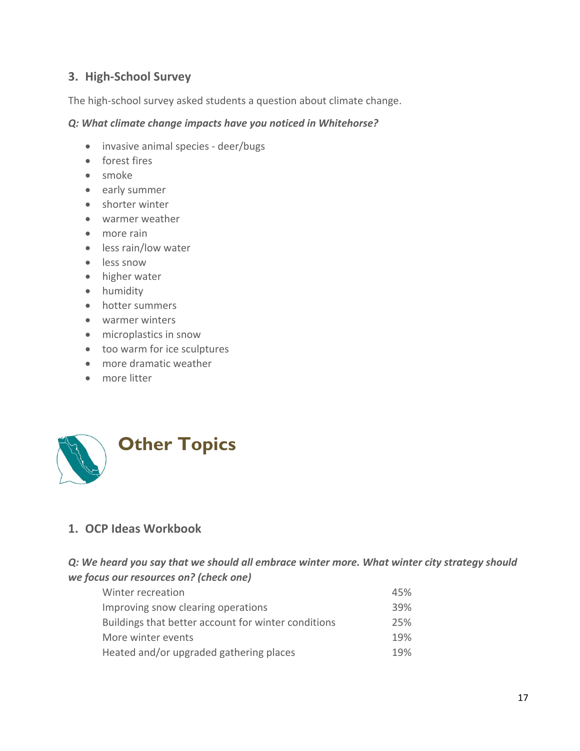### 3. High-School Survey

The high-school survey asked students a question about climate change.

***Q: What climate change impacts have you noticed in Whitehorse?***

- invasive animal species - deer/bugs
- forest fires
- smoke
- early summer
- shorter winter
- warmer weather
- more rain
- less rain/low water
- less snow
- higher water
- humidity
- hotter summers
- warmer winters
- microplastics in snow
- too warm for ice sculptures
- more dramatic weather
- more litter

## Other Topics

### 1. OCP Ideas Workbook

***Q: We heard you say that we should all embrace winter more. What winter city strategy should we focus our resources on? (check one)***

| Strategy | % |
| --- | --- |
| Winter recreation | 45% |
| Improving snow clearing operations | 39% |
| Buildings that better account for winter conditions | 25% |
| More winter events | 19% |
| Heated and/or upgraded gathering places | 19% |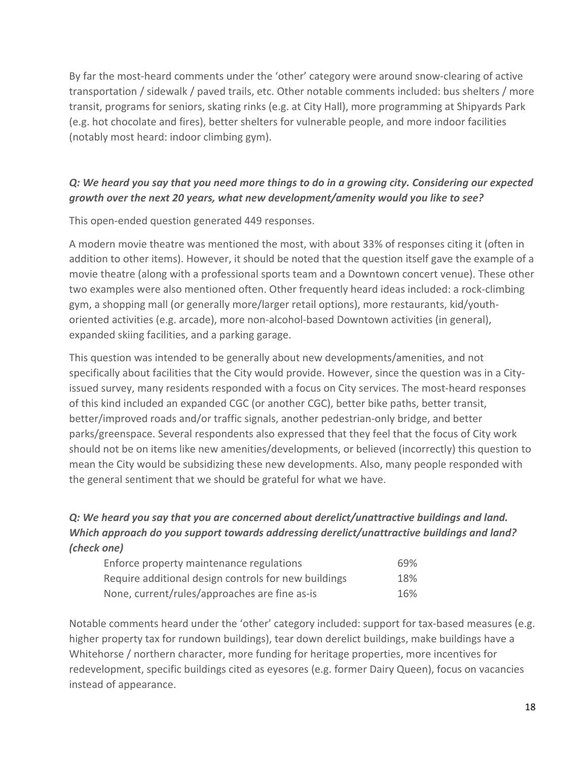By far the most-heard comments under the 'other' category were around snow-clearing of active transportation / sidewalk / paved trails, etc. Other notable comments included: bus shelters / more transit, programs for seniors, skating rinks (e.g. at City Hall), more programming at Shipyards Park (e.g. hot chocolate and fires), better shelters for vulnerable people, and more indoor facilities (notably most heard: indoor climbing gym).

### *Q: We heard you say that you need more things to do in a growing city. Considering our expected growth over the next 20 years, what new development/amenity would you like to see?*

This open-ended question generated 449 responses.

A modern movie theatre was mentioned the most, with about 33% of responses citing it (often in addition to other items). However, it should be noted that the question itself gave the example of a movie theatre (along with a professional sports team and a Downtown concert venue). These other two examples were also mentioned often. Other frequently heard ideas included: a rock-climbing gym, a shopping mall (or generally more/larger retail options), more restaurants, kid/youth-oriented activities (e.g. arcade), more non-alcohol-based Downtown activities (in general), expanded skiing facilities, and a parking garage.

This question was intended to be generally about new developments/amenities, and not specifically about facilities that the City would provide. However, since the question was in a City-issued survey, many residents responded with a focus on City services. The most-heard responses of this kind included an expanded CGC (or another CGC), better bike paths, better transit, better/improved roads and/or traffic signals, another pedestrian-only bridge, and better parks/greenspace. Several respondents also expressed that they feel that the focus of City work should not be on items like new amenities/developments, or believed (incorrectly) this question to mean the City would be subsidizing these new developments. Also, many people responded with the general sentiment that we should be grateful for what we have.

### *Q: We heard you say that you are concerned about derelict/unattractive buildings and land. Which approach do you support towards addressing derelict/unattractive buildings and land? (check one)*

| Response | % |
|---|---|
| Enforce property maintenance regulations | 69% |
| Require additional design controls for new buildings | 18% |
| None, current/rules/approaches are fine as-is | 16% |

Notable comments heard under the 'other' category included: support for tax-based measures (e.g. higher property tax for rundown buildings), tear down derelict buildings, make buildings have a Whitehorse / northern character, more funding for heritage properties, more incentives for redevelopment, specific buildings cited as eyesores (e.g. former Dairy Queen), focus on vacancies instead of appearance.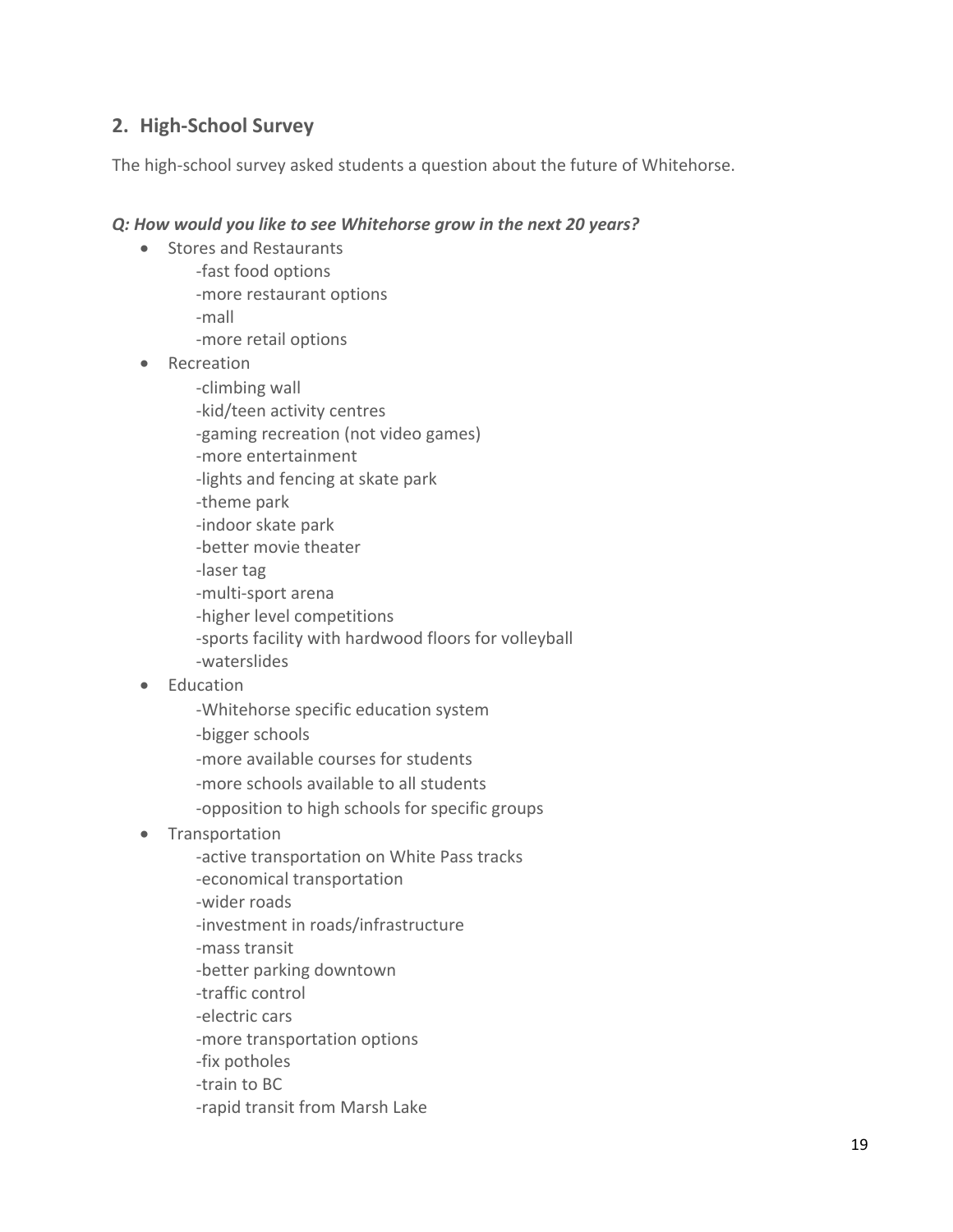## 2. High-School Survey

The high-school survey asked students a question about the future of Whitehorse.

***Q: How would you like to see Whitehorse grow in the next 20 years?***

- Stores and Restaurants
  - -fast food options
  - -more restaurant options
  - -mall
  - -more retail options
- Recreation
  - -climbing wall
  - -kid/teen activity centres
  - -gaming recreation (not video games)
  - -more entertainment
  - -lights and fencing at skate park
  - -theme park
  - -indoor skate park
  - -better movie theater
  - -laser tag
  - -multi-sport arena
  - -higher level competitions
  - -sports facility with hardwood floors for volleyball
  - -waterslides
- Education
  - -Whitehorse specific education system
  - -bigger schools
  - -more available courses for students
  - -more schools available to all students
  - -opposition to high schools for specific groups
- Transportation
  - -active transportation on White Pass tracks
  - -economical transportation
  - -wider roads
  - -investment in roads/infrastructure
  - -mass transit
  - -better parking downtown
  - -traffic control
  - -electric cars
  - -more transportation options
  - -fix potholes
  - -train to BC
  - -rapid transit from Marsh Lake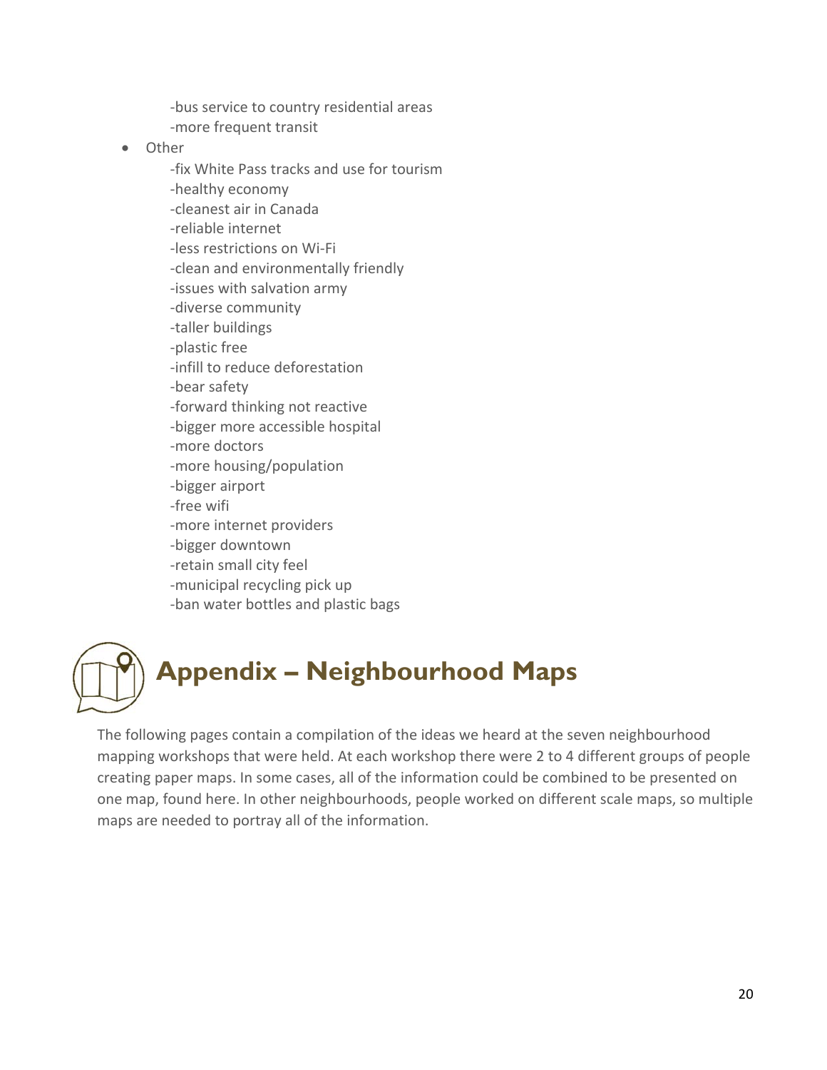-bus service to country residential areas
-more frequent transit

- Other

  -fix White Pass tracks and use for tourism
  -healthy economy
  -cleanest air in Canada
  -reliable internet
  -less restrictions on Wi-Fi
  -clean and environmentally friendly
  -issues with salvation army
  -diverse community
  -taller buildings
  -plastic free
  -infill to reduce deforestation
  -bear safety
  -forward thinking not reactive
  -bigger more accessible hospital
  -more doctors
  -more housing/population
  -bigger airport
  -free wifi
  -more internet providers
  -bigger downtown
  -retain small city feel
  -municipal recycling pick up
  -ban water bottles and plastic bags

# Appendix – Neighbourhood Maps

The following pages contain a compilation of the ideas we heard at the seven neighbourhood mapping workshops that were held. At each workshop there were 2 to 4 different groups of people creating paper maps. In some cases, all of the information could be combined to be presented on one map, found here. In other neighbourhoods, people worked on different scale maps, so multiple maps are needed to portray all of the information.